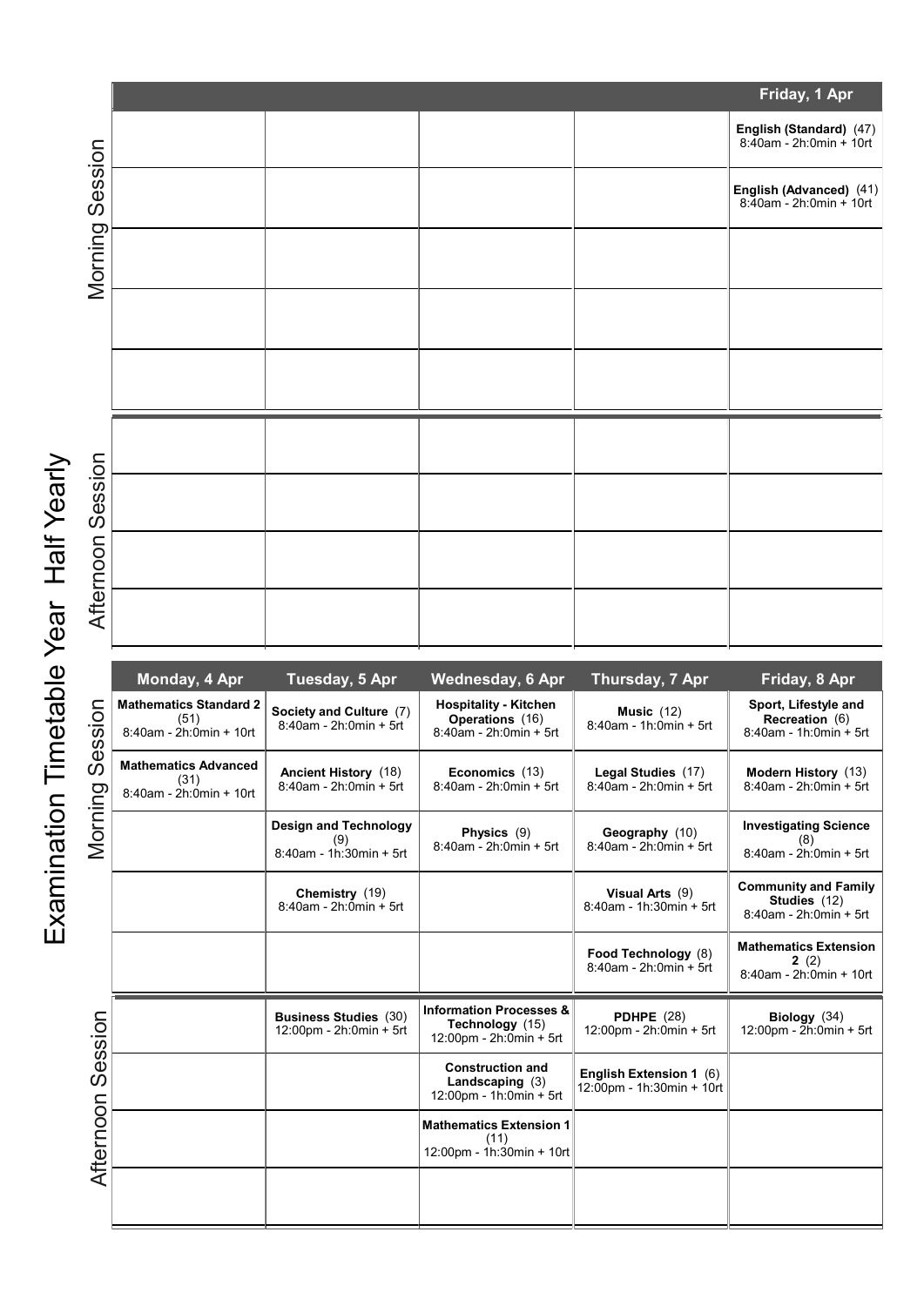# Examination Timetable Year Half Yearly

## Week 1

| Session | | | | | Friday, 1 Apr |
|---|---|---|---|---|---|
| Morning Session | | | | | **English (Standard)** (47) 8:40am - 2h:0min + 10rt |
| | | | | | **English (Advanced)** (41) 8:40am - 2h:0min + 10rt |
| | | | | | |
| | | | | | |
| | | | | | |
| Afternoon Session | | | | | |
| | | | | | |
| | | | | | |
| | | | | | |

## Week 2

| Session | Monday, 4 Apr | Tuesday, 5 Apr | Wednesday, 6 Apr | Thursday, 7 Apr | Friday, 8 Apr |
|---|---|---|---|---|---|
| Morning Session | **Mathematics Standard 2** (51) 8:40am - 2h:0min + 10rt | **Society and Culture** (7) 8:40am - 2h:0min + 5rt | **Hospitality - Kitchen Operations** (16) 8:40am - 2h:0min + 5rt | **Music** (12) 8:40am - 1h:0min + 5rt | **Sport, Lifestyle and Recreation** (6) 8:40am - 1h:0min + 5rt |
| | **Mathematics Advanced** (31) 8:40am - 2h:0min + 10rt | **Ancient History** (18) 8:40am - 2h:0min + 5rt | **Economics** (13) 8:40am - 2h:0min + 5rt | **Legal Studies** (17) 8:40am - 2h:0min + 5rt | **Modern History** (13) 8:40am - 2h:0min + 5rt |
| | | **Design and Technology** (9) 8:40am - 1h:30min + 5rt | **Physics** (9) 8:40am - 2h:0min + 5rt | **Geography** (10) 8:40am - 2h:0min + 5rt | **Investigating Science** (8) 8:40am - 2h:0min + 5rt |
| | | **Chemistry** (19) 8:40am - 2h:0min + 5rt | | **Visual Arts** (9) 8:40am - 1h:30min + 5rt | **Community and Family Studies** (12) 8:40am - 2h:0min + 5rt |
| | | | | **Food Technology** (8) 8:40am - 2h:0min + 5rt | **Mathematics Extension 2** (2) 8:40am - 2h:0min + 10rt |
| Afternoon Session | | **Business Studies** (30) 12:00pm - 2h:0min + 5rt | **Information Processes & Technology** (15) 12:00pm - 2h:0min + 5rt | **PDHPE** (28) 12:00pm - 2h:0min + 5rt | **Biology** (34) 12:00pm - 2h:0min + 5rt |
| | | | **Construction and Landscaping** (3) 12:00pm - 1h:0min + 5rt | **English Extension 1** (6) 12:00pm - 1h:30min + 10rt | |
| | | | **Mathematics Extension 1** (11) 12:00pm - 1h:30min + 10rt | | |
| | | | | | |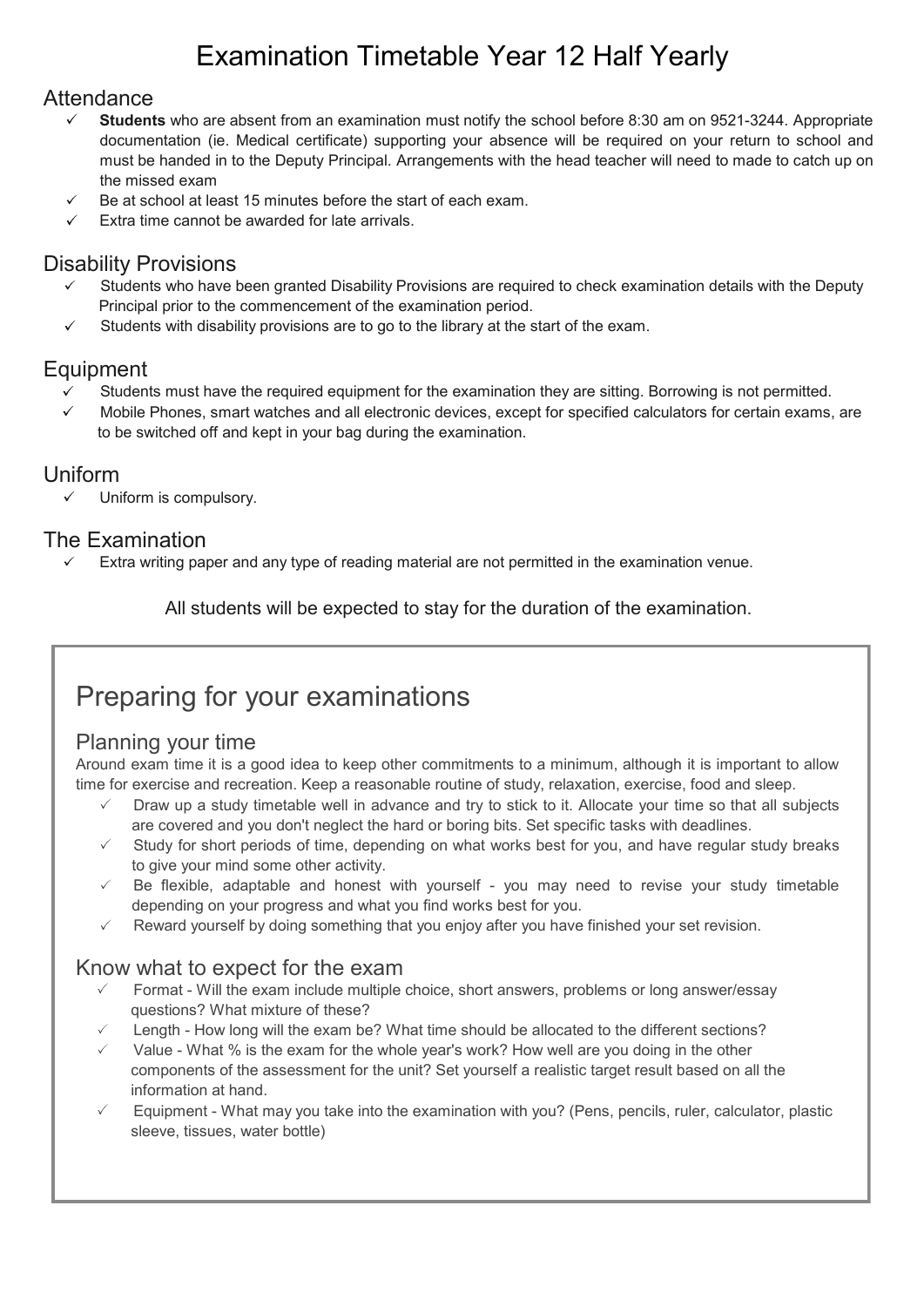# Examination Timetable Year 12 Half Yearly

## Attendance

- **Students** who are absent from an examination must notify the school before 8:30 am on 9521-3244. Appropriate documentation (ie. Medical certificate) supporting your absence will be required on your return to school and must be handed in to the Deputy Principal. Arrangements with the head teacher will need to made to catch up on the missed exam
- Be at school at least 15 minutes before the start of each exam.
- Extra time cannot be awarded for late arrivals.

## Disability Provisions

- Students who have been granted Disability Provisions are required to check examination details with the Deputy Principal prior to the commencement of the examination period.
- Students with disability provisions are to go to the library at the start of the exam.

## Equipment

- Students must have the required equipment for the examination they are sitting. Borrowing is not permitted.
- Mobile Phones, smart watches and all electronic devices, except for specified calculators for certain exams, are to be switched off and kept in your bag during the examination.

## Uniform

- Uniform is compulsory.

## The Examination

- Extra writing paper and any type of reading material are not permitted in the examination venue.

All students will be expected to stay for the duration of the examination.

## Preparing for your examinations

### Planning your time

Around exam time it is a good idea to keep other commitments to a minimum, although it is important to allow time for exercise and recreation. Keep a reasonable routine of study, relaxation, exercise, food and sleep.

- Draw up a study timetable well in advance and try to stick to it. Allocate your time so that all subjects are covered and you don't neglect the hard or boring bits. Set specific tasks with deadlines.
- Study for short periods of time, depending on what works best for you, and have regular study breaks to give your mind some other activity.
- Be flexible, adaptable and honest with yourself - you may need to revise your study timetable depending on your progress and what you find works best for you.
- Reward yourself by doing something that you enjoy after you have finished your set revision.

### Know what to expect for the exam

- Format - Will the exam include multiple choice, short answers, problems or long answer/essay questions? What mixture of these?
- Length - How long will the exam be? What time should be allocated to the different sections?
- Value - What % is the exam for the whole year's work? How well are you doing in the other components of the assessment for the unit? Set yourself a realistic target result based on all the information at hand.
- Equipment - What may you take into the examination with you? (Pens, pencils, ruler, calculator, plastic sleeve, tissues, water bottle)